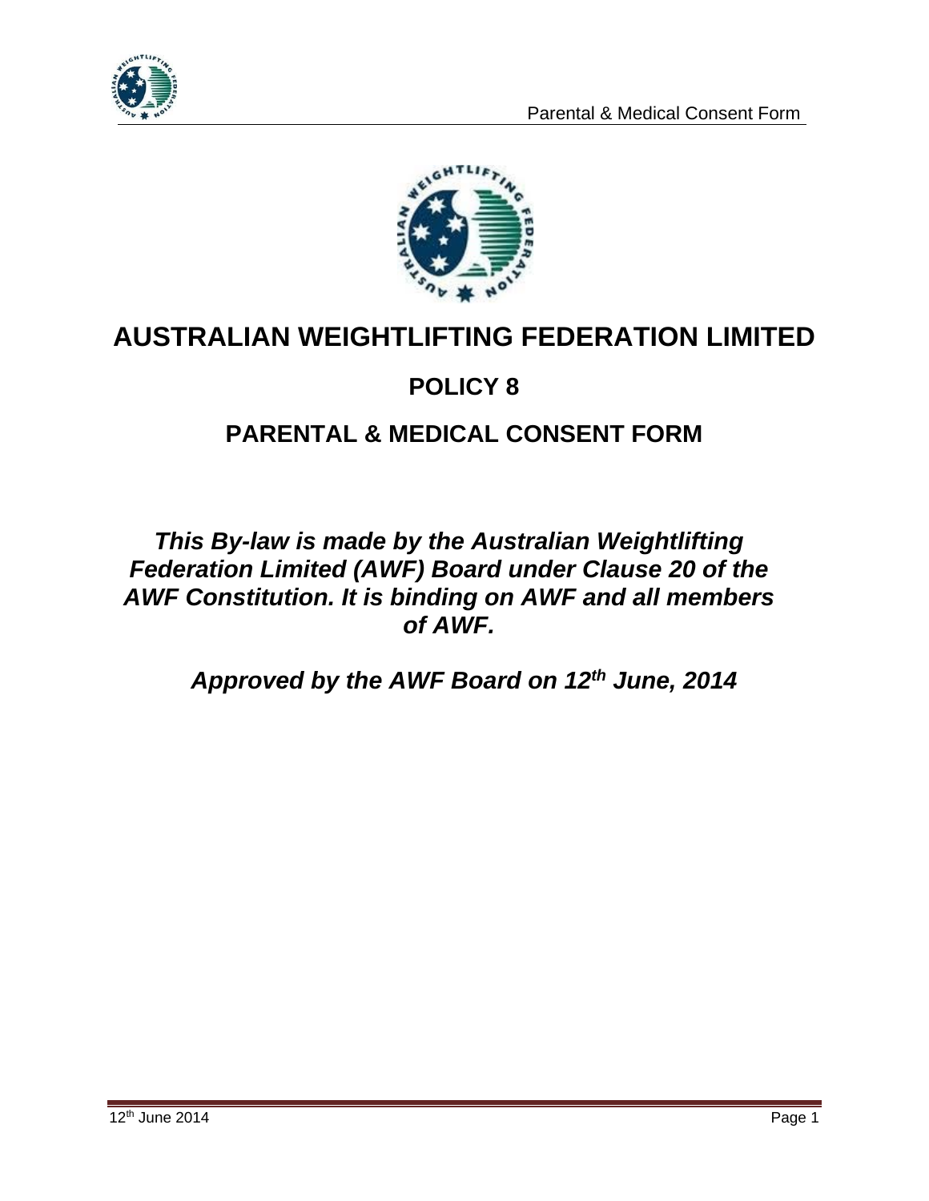# AUSTRALIAN WEIGHTLIFTING FEDERATION LIMITED

## POLICY 8

## PARENTAL & MEDICAL CONSENT FORM

***This By-law is made by the Australian Weightlifting Federation Limited (AWF) Board under Clause 20 of the AWF Constitution. It is binding on AWF and all members of AWF.***

***Approved by the AWF Board on 12th June, 2014***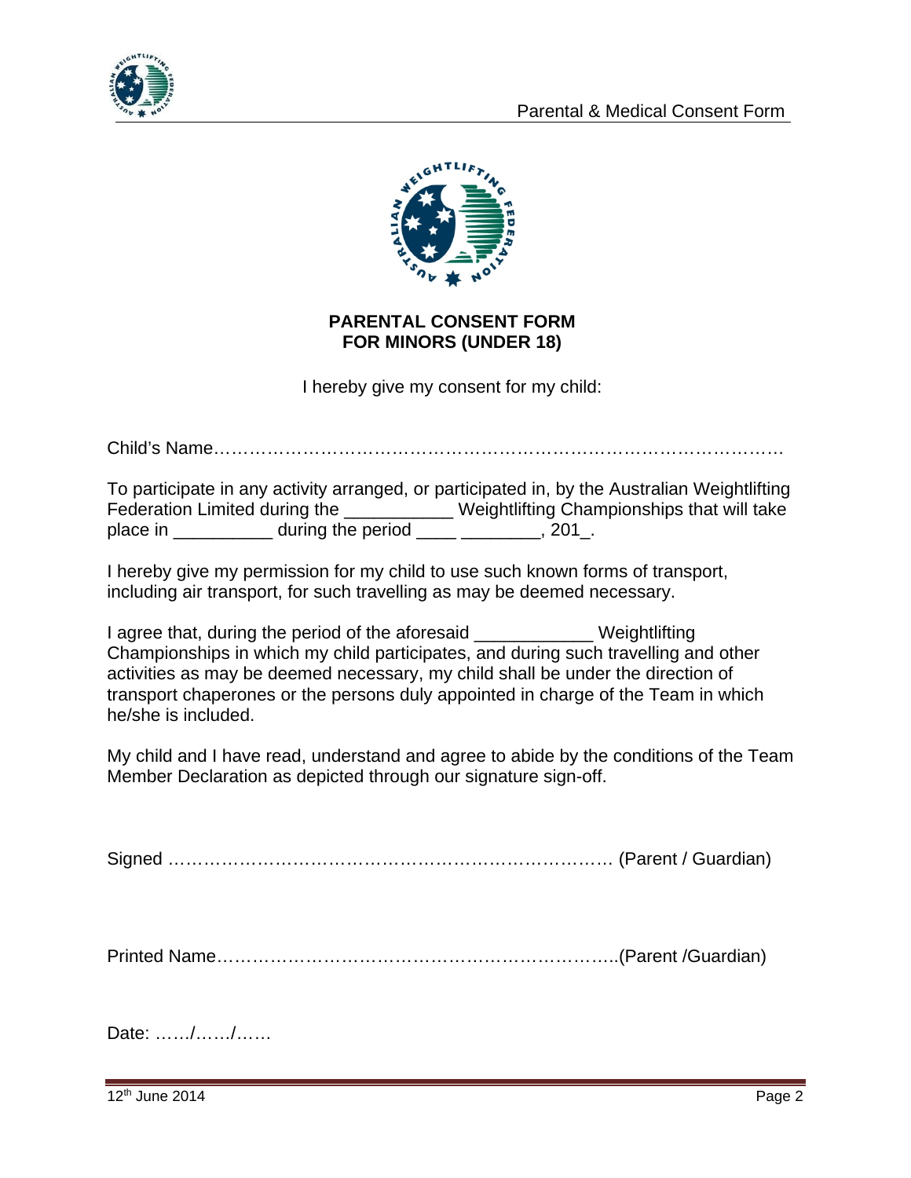# PARENTAL CONSENT FORM
# FOR MINORS (UNDER 18)

I hereby give my consent for my child:

Child's Name……………………………………………………………………………………

To participate in any activity arranged, or participated in, by the Australian Weightlifting Federation Limited during the ___________ Weightlifting Championships that will take place in __________ during the period ____ ________, 201_.

I hereby give my permission for my child to use such known forms of transport, including air transport, for such travelling as may be deemed necessary.

I agree that, during the period of the aforesaid ____________ Weightlifting Championships in which my child participates, and during such travelling and other activities as may be deemed necessary, my child shall be under the direction of transport chaperones or the persons duly appointed in charge of the Team in which he/she is included.

My child and I have read, understand and agree to abide by the conditions of the Team Member Declaration as depicted through our signature sign-off.

Signed …………………………………………………………………… (Parent / Guardian)

Printed Name…………………………………………………………….(Parent /Guardian)

Date: ……/……/……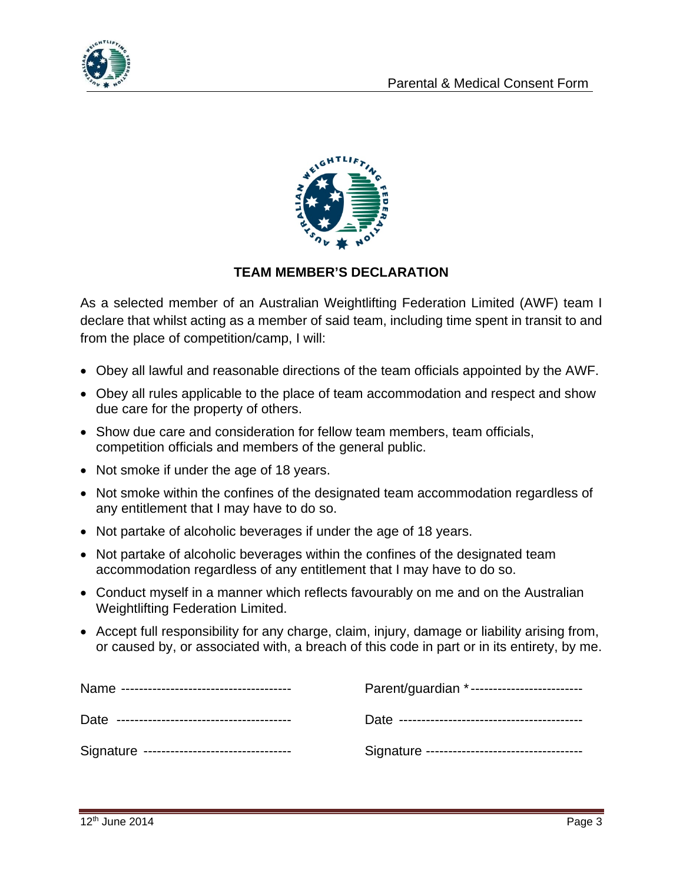## TEAM MEMBER'S DECLARATION

As a selected member of an Australian Weightlifting Federation Limited (AWF) team I declare that whilst acting as a member of said team, including time spent in transit to and from the place of competition/camp, I will:

- Obey all lawful and reasonable directions of the team officials appointed by the AWF.
- Obey all rules applicable to the place of team accommodation and respect and show due care for the property of others.
- Show due care and consideration for fellow team members, team officials, competition officials and members of the general public.
- Not smoke if under the age of 18 years.
- Not smoke within the confines of the designated team accommodation regardless of any entitlement that I may have to do so.
- Not partake of alcoholic beverages if under the age of 18 years.
- Not partake of alcoholic beverages within the confines of the designated team accommodation regardless of any entitlement that I may have to do so.
- Conduct myself in a manner which reflects favourably on me and on the Australian Weightlifting Federation Limited.
- Accept full responsibility for any charge, claim, injury, damage or liability arising from, or caused by, or associated with, a breach of this code in part or in its entirety, by me.

Name -------------------------------------

Date --------------------------------------

Signature --------------------------------

Parent/guardian *------------------------

Date ----------------------------------------

Signature ----------------------------------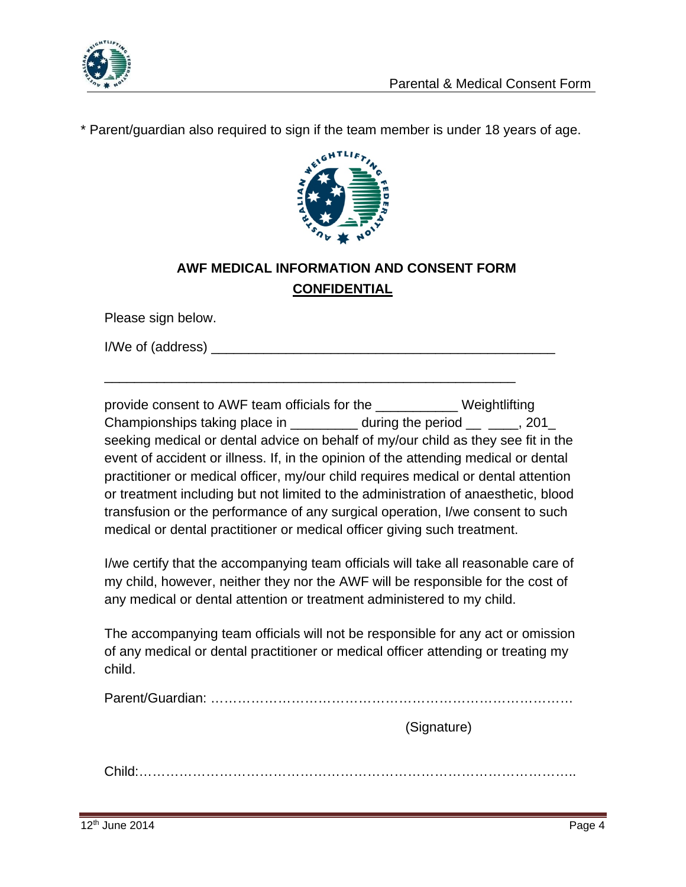\* Parent/guardian also required to sign if the team member is under 18 years of age.

## AWF MEDICAL INFORMATION AND CONSENT FORM

**CONFIDENTIAL**

Please sign below.

I/We of (address) ______________________________________________

________________________________________________________

provide consent to AWF team officials for the ___________ Weightlifting Championships taking place in _________ during the period __ ____, 201_ seeking medical or dental advice on behalf of my/our child as they see fit in the event of accident or illness. If, in the opinion of the attending medical or dental practitioner or medical officer, my/our child requires medical or dental attention or treatment including but not limited to the administration of anaesthetic, blood transfusion or the performance of any surgical operation, I/we consent to such medical or dental practitioner or medical officer giving such treatment.

I/we certify that the accompanying team officials will take all reasonable care of my child, however, neither they nor the AWF will be responsible for the cost of any medical or dental attention or treatment administered to my child.

The accompanying team officials will not be responsible for any act or omission of any medical or dental practitioner or medical officer attending or treating my child.

Parent/Guardian: ……………………………………………………………………

(Signature)

Child:……………………………………………………………………………..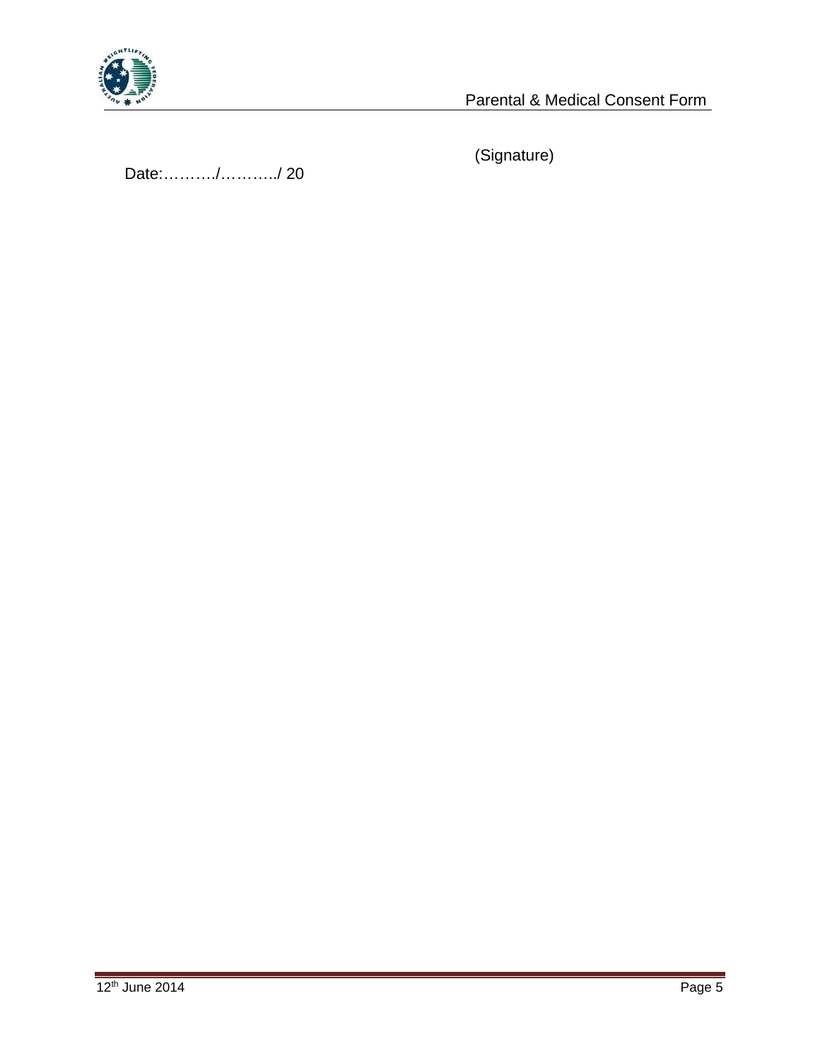(Signature)

Date:………./………../ 20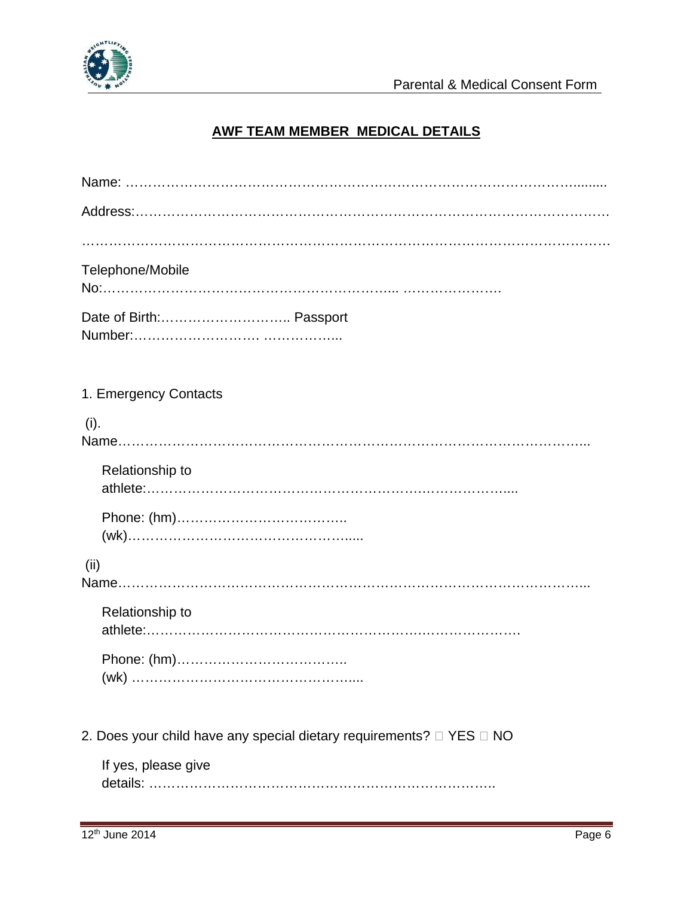## AWF TEAM MEMBER MEDICAL DETAILS

Name: ………………………………………………………………………………………........

Address:…………………………………………………………………………………………

……………………………………………………………………………………………………

Telephone/Mobile No:………………………………………………………... ………………….

Date of Birth:……………………….. Passport Number:………………………. ……………...

1. Emergency Contacts

(i). Name……………………………………………………………………………………...

Relationship to athlete:…………………………………………………………………....

Phone: (hm)……………………………….. (wk)…………………………………………....

(ii) Name……………………………………………………………………………………...

Relationship to athlete:………………………………………………………………….

Phone: (hm)……………………………….. (wk) …………………………………………....

2. Does your child have any special dietary requirements? ☐ YES ☐ NO

If yes, please give details: …………………………………………………………………..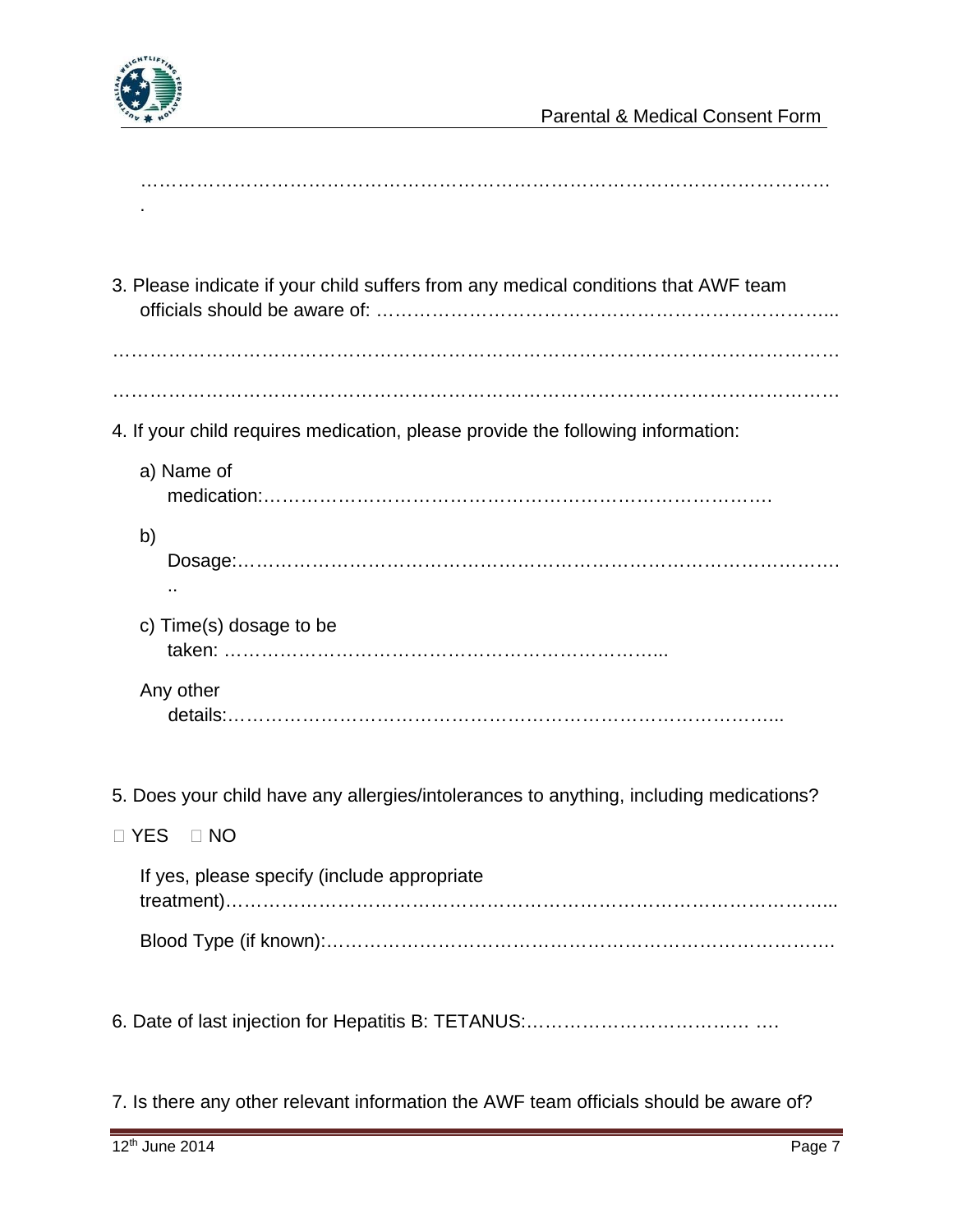…………………………………………………………………………………………………….
.

3. Please indicate if your child suffers from any medical conditions that AWF team officials should be aware of: ………………………………………………………………...

…………………………………………………………………………………………………………

…………………………………………………………………………………………………………

4. If your child requires medication, please provide the following information:

   a) Name of medication:……………………………………………………………………….

   b) Dosage:………………………………………………………………………………………..

   c) Time(s) dosage to be taken: ………………………………………………………………...

   Any other details:………………………………………………………………………………...

5. Does your child have any allergies/intolerances to anything, including medications?

☐ YES ☐ NO

   If yes, please specify (include appropriate treatment)……………………………………………………………………………………...

   Blood Type (if known):………………………………………………………………………….

6. Date of last injection for Hepatitis B: TETANUS:……………………………… ….

7. Is there any other relevant information the AWF team officials should be aware of?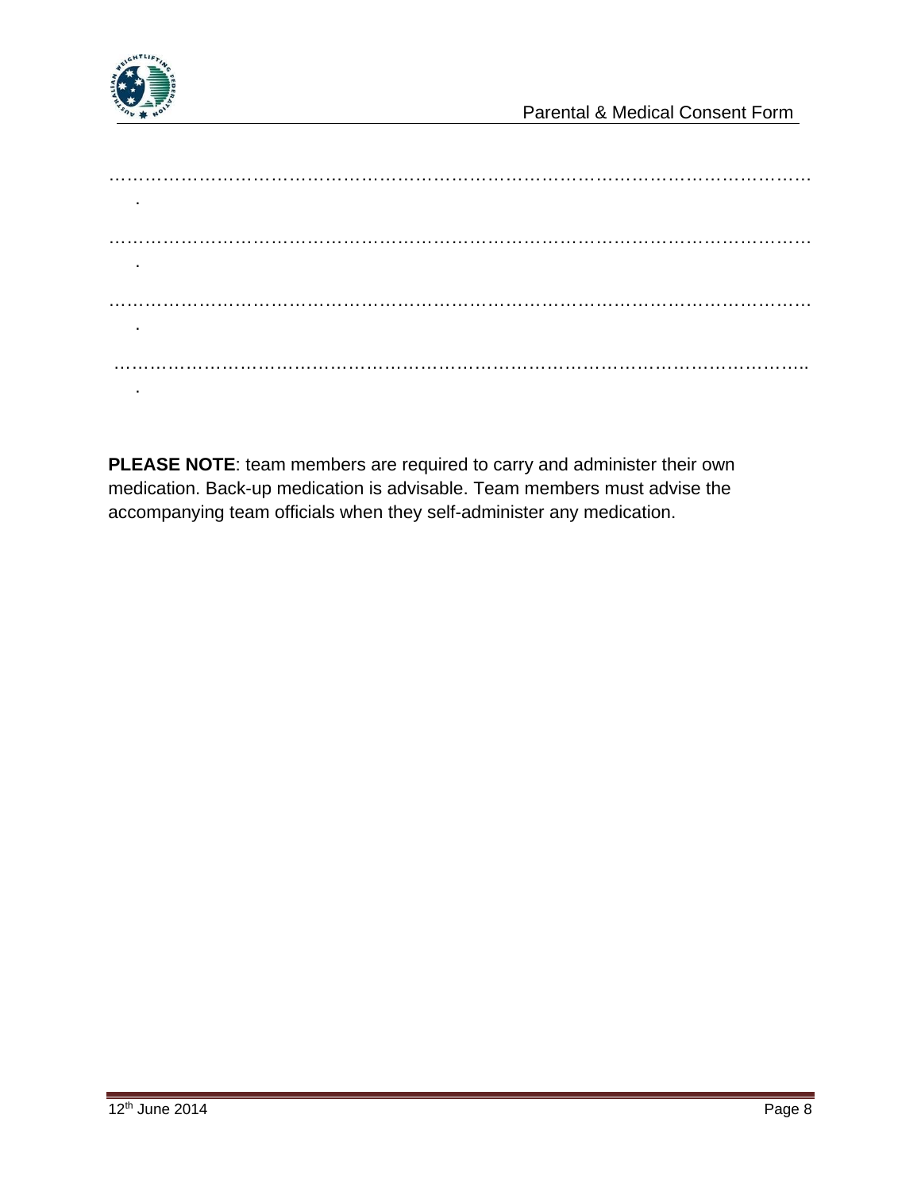…………………………………………………………………………………………………………
.

…………………………………………………………………………………………………………
.

…………………………………………………………………………………………………………
.

………………………………………………………………………………………………………..
.

**PLEASE NOTE**: team members are required to carry and administer their own medication. Back-up medication is advisable. Team members must advise the accompanying team officials when they self-administer any medication.